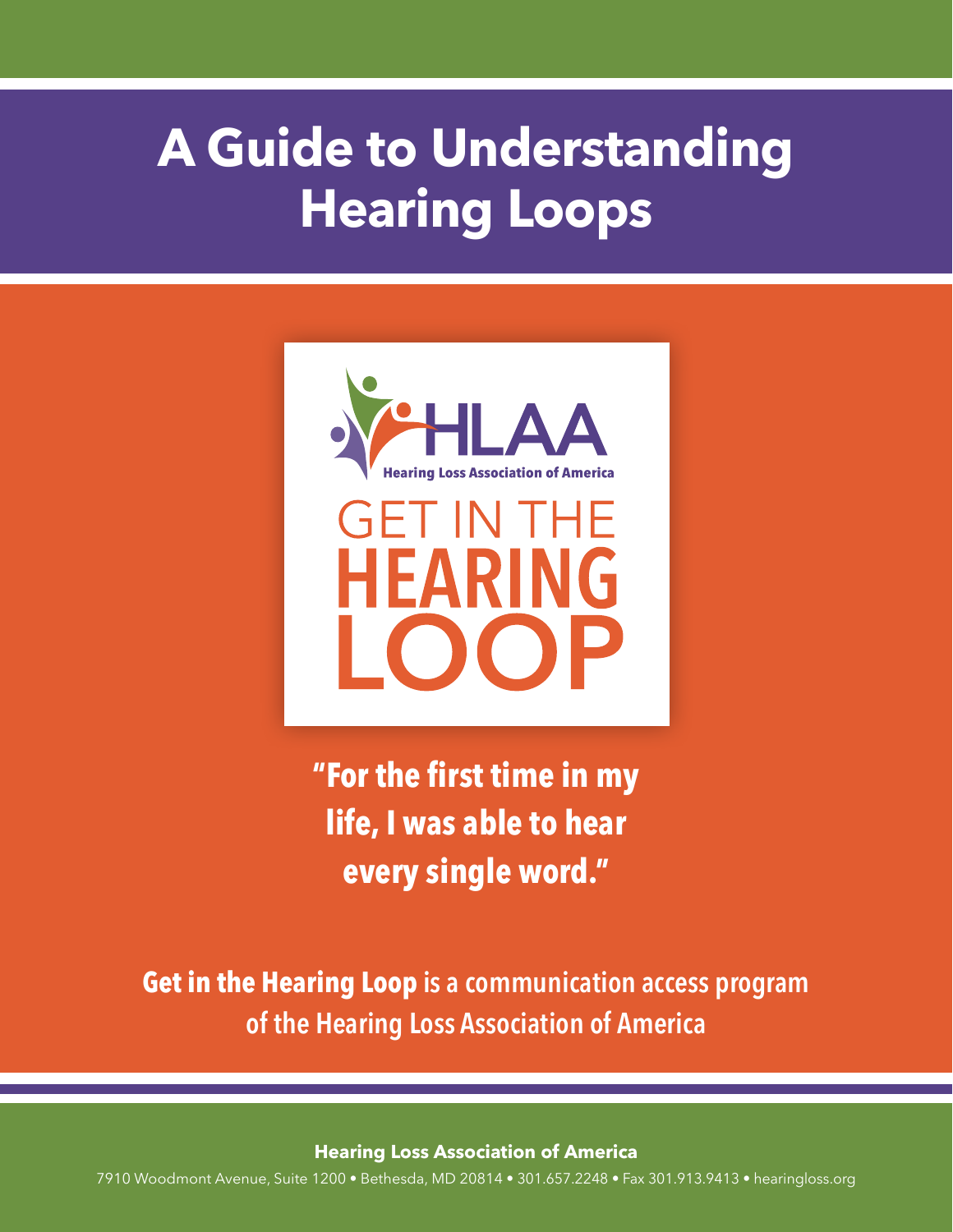# A Guide to Understanding Hearing Loops

HLAA

Hearing Loss Association of America

GET IN THE HEARING LOOP

**"For the first time in my life, I was able to hear every single word."**

**Get in the Hearing Loop** is a communication access program of the Hearing Loss Association of America

**Hearing Loss Association of America**

7910 Woodmont Avenue, Suite 1200 • Bethesda, MD 20814 • 301.657.2248 • Fax 301.913.9413 • hearingloss.org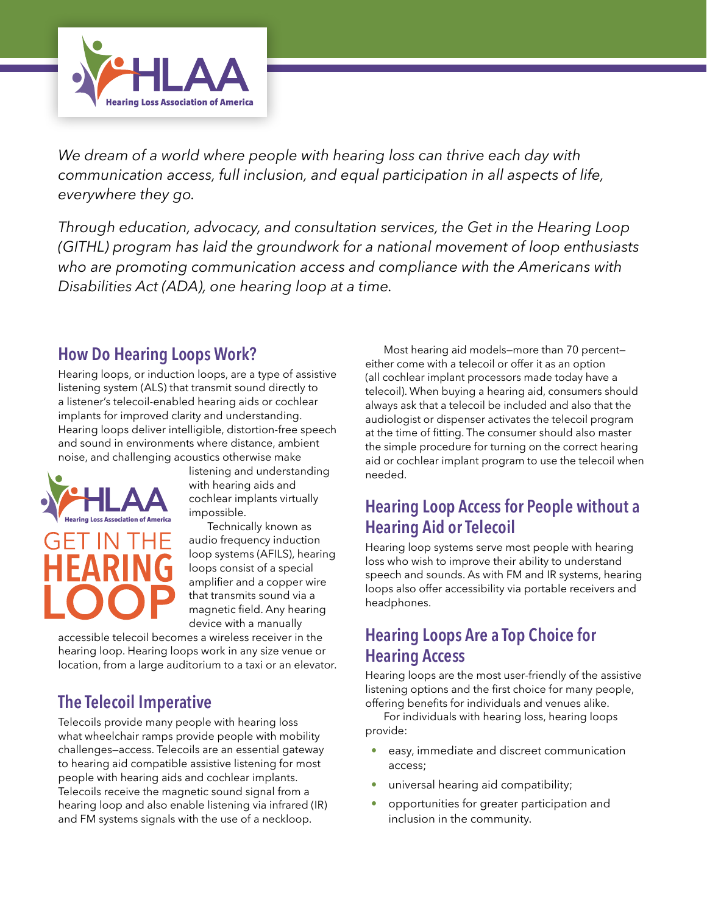*We dream of a world where people with hearing loss can thrive each day with communication access, full inclusion, and equal participation in all aspects of life, everywhere they go.*

*Through education, advocacy, and consultation services, the Get in the Hearing Loop (GITHL) program has laid the groundwork for a national movement of loop enthusiasts who are promoting communication access and compliance with the Americans with Disabilities Act (ADA), one hearing loop at a time.*

## How Do Hearing Loops Work?

Hearing loops, or induction loops, are a type of assistive listening system (ALS) that transmit sound directly to a listener's telecoil-enabled hearing aids or cochlear implants for improved clarity and understanding. Hearing loops deliver intelligible, distortion-free speech and sound in environments where distance, ambient noise, and challenging acoustics otherwise make listening and understanding with hearing aids and cochlear implants virtually impossible.

Technically known as audio frequency induction loop systems (AFILS), hearing loops consist of a special amplifier and a copper wire that transmits sound via a magnetic field. Any hearing device with a manually accessible telecoil becomes a wireless receiver in the hearing loop. Hearing loops work in any size venue or location, from a large auditorium to a taxi or an elevator.

## The Telecoil Imperative

Telecoils provide many people with hearing loss what wheelchair ramps provide people with mobility challenges—access. Telecoils are an essential gateway to hearing aid compatible assistive listening for most people with hearing aids and cochlear implants. Telecoils receive the magnetic sound signal from a hearing loop and also enable listening via infrared (IR) and FM systems signals with the use of a neckloop.

Most hearing aid models—more than 70 percent—either come with a telecoil or offer it as an option (all cochlear implant processors made today have a telecoil). When buying a hearing aid, consumers should always ask that a telecoil be included and also that the audiologist or dispenser activates the telecoil program at the time of fitting. The consumer should also master the simple procedure for turning on the correct hearing aid or cochlear implant program to use the telecoil when needed.

## Hearing Loop Access for People without a Hearing Aid or Telecoil

Hearing loop systems serve most people with hearing loss who wish to improve their ability to understand speech and sounds. As with FM and IR systems, hearing loops also offer accessibility via portable receivers and headphones.

## Hearing Loops Are a Top Choice for Hearing Access

Hearing loops are the most user-friendly of the assistive listening options and the first choice for many people, offering benefits for individuals and venues alike.

For individuals with hearing loss, hearing loops provide:

- easy, immediate and discreet communication access;
- universal hearing aid compatibility;
- opportunities for greater participation and inclusion in the community.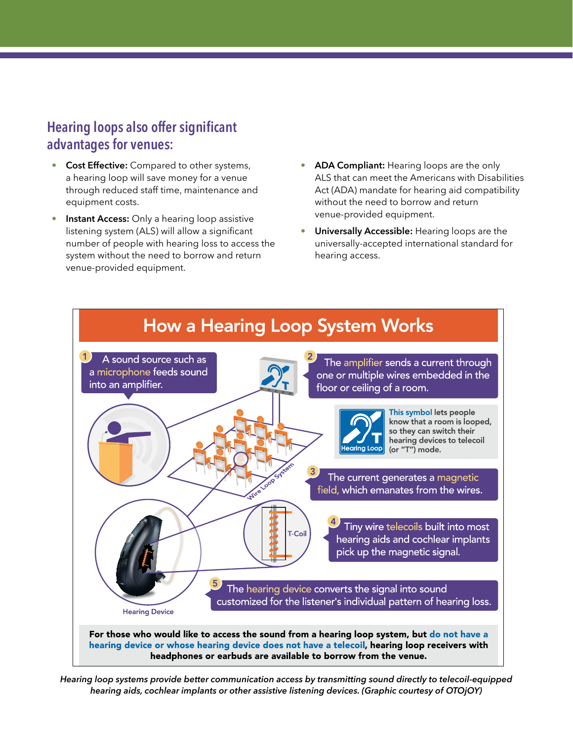## Hearing loops also offer significant advantages for venues:

- **Cost Effective:** Compared to other systems, a hearing loop will save money for a venue through reduced staff time, maintenance and equipment costs.
- **Instant Access:** Only a hearing loop assistive listening system (ALS) will allow a significant number of people with hearing loss to access the system without the need to borrow and return venue-provided equipment.
- **ADA Compliant:** Hearing loops are the only ALS that can meet the Americans with Disabilities Act (ADA) mandate for hearing aid compatibility without the need to borrow and return venue-provided equipment.
- **Universally Accessible:** Hearing loops are the universally-accepted international standard for hearing access.

## How a Hearing Loop System Works

1. A sound source such as a microphone feeds sound into an amplifier.
2. The amplifier sends a current through one or multiple wires embedded in the floor or ceiling of a room.

   This symbol lets people know that a room is looped, so they can switch their hearing devices to telecoil (or "T") mode.
3. The current generates a magnetic field, which emanates from the wires.
4. Tiny wire telecoils built into most hearing aids and cochlear implants pick up the magnetic signal.
5. The hearing device converts the signal into sound customized for the listener's individual pattern of hearing loss.

Hearing Loop

Wire Loop System

T-Coil

Hearing Device

**For those who would like to access the sound from a hearing loop system, but do not have a hearing device or whose hearing device does not have a telecoil, hearing loop receivers with headphones or earbuds are available to borrow from the venue.**

*Hearing loop systems provide better communication access by transmitting sound directly to telecoil-equipped hearing aids, cochlear implants or other assistive listening devices. (Graphic courtesy of OTOjOY)*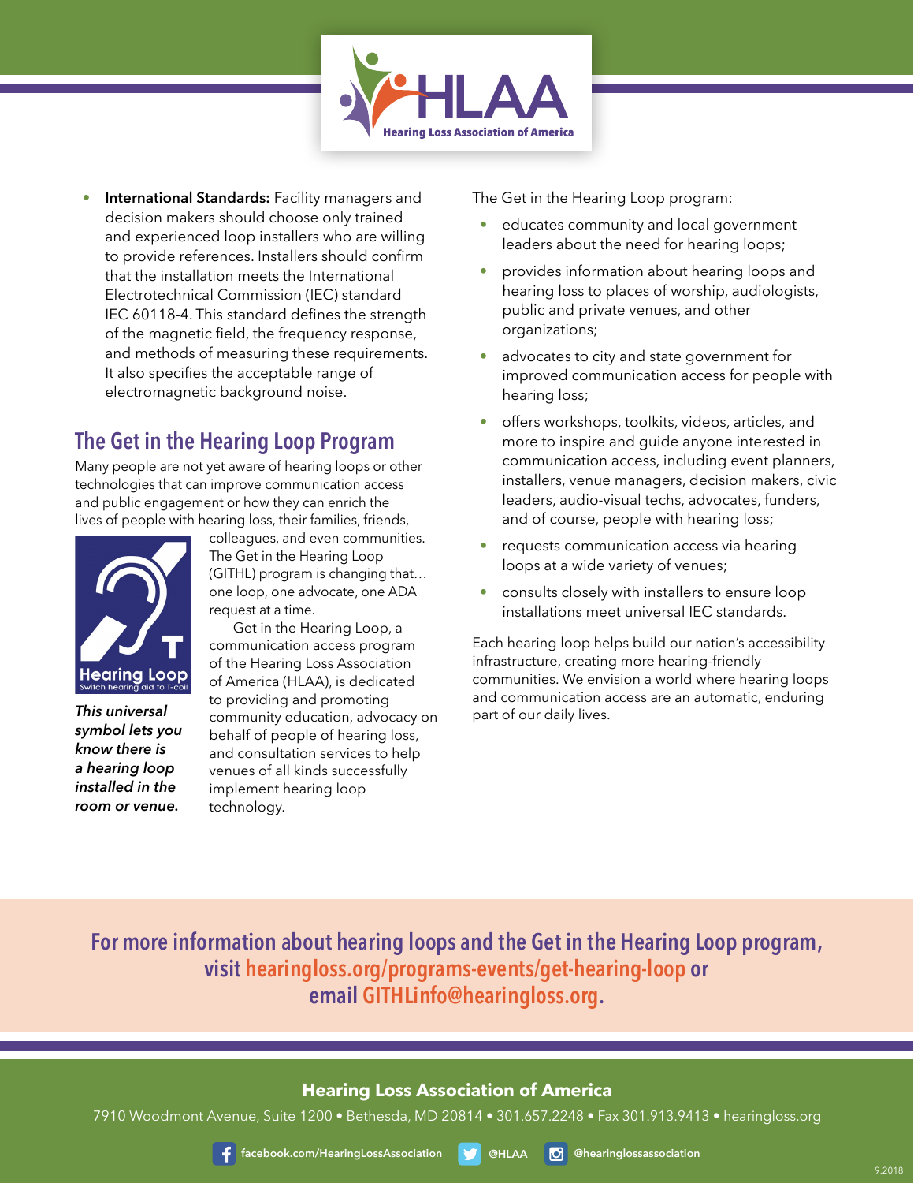- **International Standards:** Facility managers and decision makers should choose only trained and experienced loop installers who are willing to provide references. Installers should confirm that the installation meets the International Electrotechnical Commission (IEC) standard IEC 60118-4. This standard defines the strength of the magnetic field, the frequency response, and methods of measuring these requirements. It also specifies the acceptable range of electromagnetic background noise.

## The Get in the Hearing Loop Program

Many people are not yet aware of hearing loops or other technologies that can improve communication access and public engagement or how they can enrich the lives of people with hearing loss, their families, friends, colleagues, and even communities. The Get in the Hearing Loop (GITHL) program is changing that… one loop, one advocate, one ADA request at a time.

Hearing Loop
Switch hearing aid to T-coil

*This universal symbol lets you know there is a hearing loop installed in the room or venue.*

Get in the Hearing Loop, a communication access program of the Hearing Loss Association of America (HLAA), is dedicated to providing and promoting community education, advocacy on behalf of people of hearing loss, and consultation services to help venues of all kinds successfully implement hearing loop technology.

The Get in the Hearing Loop program:

- educates community and local government leaders about the need for hearing loops;
- provides information about hearing loops and hearing loss to places of worship, audiologists, public and private venues, and other organizations;
- advocates to city and state government for improved communication access for people with hearing loss;
- offers workshops, toolkits, videos, articles, and more to inspire and guide anyone interested in communication access, including event planners, installers, venue managers, decision makers, civic leaders, audio-visual techs, advocates, funders, and of course, people with hearing loss;
- requests communication access via hearing loops at a wide variety of venues;
- consults closely with installers to ensure loop installations meet universal IEC standards.

Each hearing loop helps build our nation's accessibility infrastructure, creating more hearing-friendly communities. We envision a world where hearing loops and communication access are an automatic, enduring part of our daily lives.

**For more information about hearing loops and the Get in the Hearing Loop program, visit hearingloss.org/programs-events/get-hearing-loop or email GITHLinfo@hearingloss.org.**

**Hearing Loss Association of America**

7910 Woodmont Avenue, Suite 1200 • Bethesda, MD 20814 • 301.657.2248 • Fax 301.913.9413 • hearingloss.org

facebook.com/HearingLossAssociation @HLAA @hearinglossassociation

9.2018